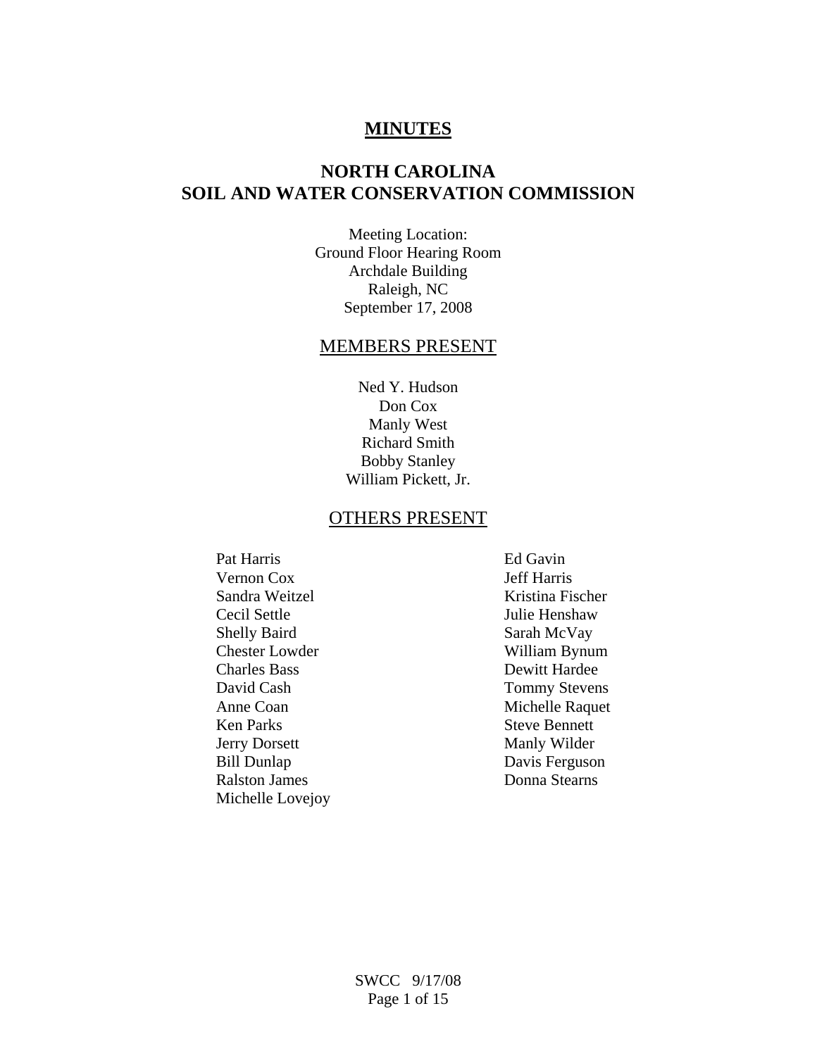# MINUTES

## NORTH CAROLINA
## SOIL AND WATER CONSERVATION COMMISSION

Meeting Location:
Ground Floor Hearing Room
Archdale Building
Raleigh, NC
September 17, 2008

### MEMBERS PRESENT

Ned Y. Hudson
Don Cox
Manly West
Richard Smith
Bobby Stanley
William Pickett, Jr.

### OTHERS PRESENT

Pat Harris
Vernon Cox
Sandra Weitzel
Cecil Settle
Shelly Baird
Chester Lowder
Charles Bass
David Cash
Anne Coan
Ken Parks
Jerry Dorsett
Bill Dunlap
Ralston James
Michelle Lovejoy
Ed Gavin
Jeff Harris
Kristina Fischer
Julie Henshaw
Sarah McVay
William Bynum
Dewitt Hardee
Tommy Stevens
Michelle Raquet
Steve Bennett
Manly Wilder
Davis Ferguson
Donna Stearns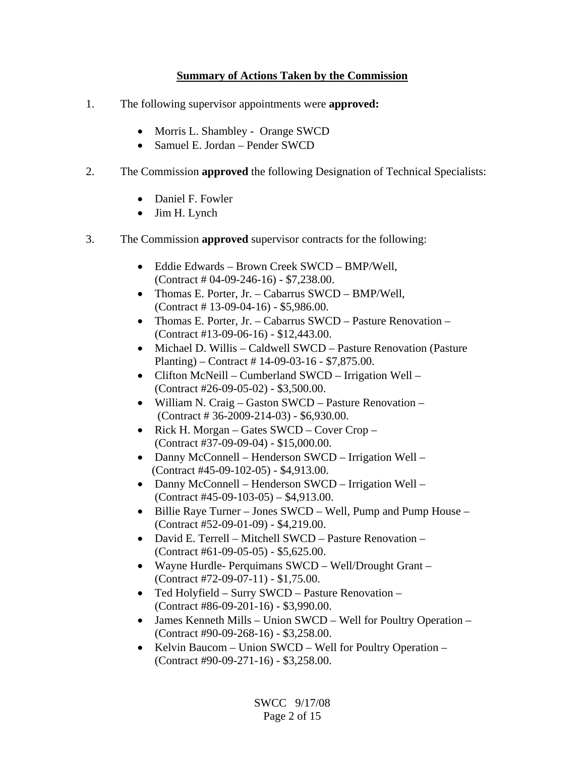## Summary of Actions Taken by the Commission

1. The following supervisor appointments were **approved:**

   - Morris L. Shambley - Orange SWCD
   - Samuel E. Jordan – Pender SWCD

2. The Commission **approved** the following Designation of Technical Specialists:

   - Daniel F. Fowler
   - Jim H. Lynch

3. The Commission **approved** supervisor contracts for the following:

   - Eddie Edwards – Brown Creek SWCD – BMP/Well, (Contract # 04-09-246-16) - $7,238.00.
   - Thomas E. Porter, Jr. – Cabarrus SWCD – BMP/Well, (Contract # 13-09-04-16) - $5,986.00.
   - Thomas E. Porter, Jr. – Cabarrus SWCD – Pasture Renovation – (Contract #13-09-06-16) - $12,443.00.
   - Michael D. Willis – Caldwell SWCD – Pasture Renovation (Pasture Planting) – Contract # 14-09-03-16 - $7,875.00.
   - Clifton McNeill – Cumberland SWCD – Irrigation Well – (Contract #26-09-05-02) - $3,500.00.
   - William N. Craig – Gaston SWCD – Pasture Renovation – (Contract # 36-2009-214-03) - $6,930.00.
   - Rick H. Morgan – Gates SWCD – Cover Crop – (Contract #37-09-09-04) - $15,000.00.
   - Danny McConnell – Henderson SWCD – Irrigation Well – (Contract #45-09-102-05) - $4,913.00.
   - Danny McConnell – Henderson SWCD – Irrigation Well – (Contract #45-09-103-05) – $4,913.00.
   - Billie Raye Turner – Jones SWCD – Well, Pump and Pump House – (Contract #52-09-01-09) - $4,219.00.
   - David E. Terrell – Mitchell SWCD – Pasture Renovation – (Contract #61-09-05-05) - $5,625.00.
   - Wayne Hurdle- Perquimans SWCD – Well/Drought Grant – (Contract #72-09-07-11) - $1,75.00.
   - Ted Holyfield – Surry SWCD – Pasture Renovation – (Contract #86-09-201-16) - $3,990.00.
   - James Kenneth Mills – Union SWCD – Well for Poultry Operation – (Contract #90-09-268-16) - $3,258.00.
   - Kelvin Baucom – Union SWCD – Well for Poultry Operation – (Contract #90-09-271-16) - $3,258.00.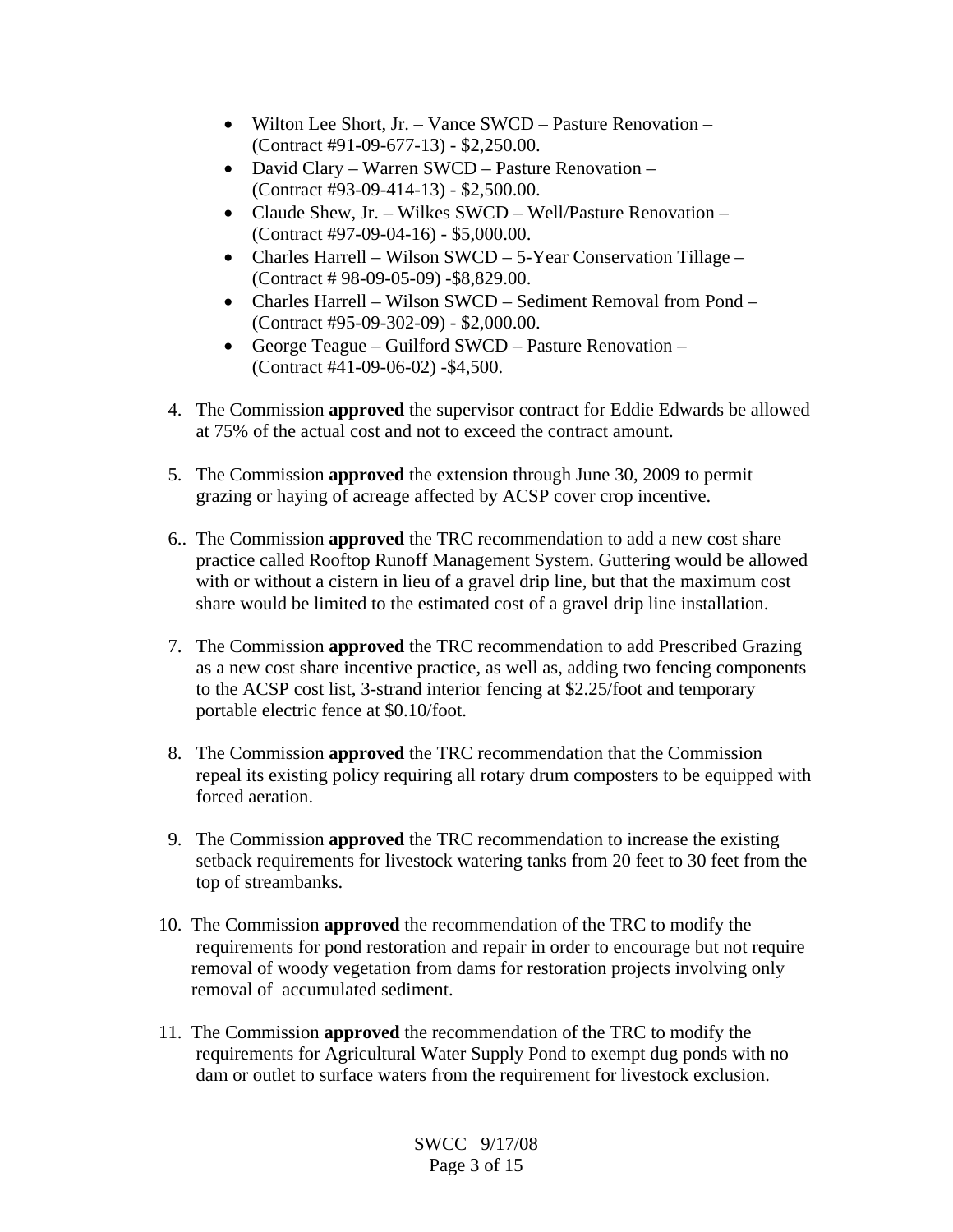- Wilton Lee Short, Jr. – Vance SWCD – Pasture Renovation – (Contract #91-09-677-13) - $2,250.00.
- David Clary – Warren SWCD – Pasture Renovation – (Contract #93-09-414-13) - $2,500.00.
- Claude Shew, Jr. – Wilkes SWCD – Well/Pasture Renovation – (Contract #97-09-04-16) - $5,000.00.
- Charles Harrell – Wilson SWCD – 5-Year Conservation Tillage – (Contract # 98-09-05-09) -$8,829.00.
- Charles Harrell – Wilson SWCD – Sediment Removal from Pond – (Contract #95-09-302-09) - $2,000.00.
- George Teague – Guilford SWCD – Pasture Renovation – (Contract #41-09-06-02) -$4,500.

4. The Commission **approved** the supervisor contract for Eddie Edwards be allowed at 75% of the actual cost and not to exceed the contract amount.

5. The Commission **approved** the extension through June 30, 2009 to permit grazing or haying of acreage affected by ACSP cover crop incentive.

6.. The Commission **approved** the TRC recommendation to add a new cost share practice called Rooftop Runoff Management System. Guttering would be allowed with or without a cistern in lieu of a gravel drip line, but that the maximum cost share would be limited to the estimated cost of a gravel drip line installation.

7. The Commission **approved** the TRC recommendation to add Prescribed Grazing as a new cost share incentive practice, as well as, adding two fencing components to the ACSP cost list, 3-strand interior fencing at $2.25/foot and temporary portable electric fence at $0.10/foot.

8. The Commission **approved** the TRC recommendation that the Commission repeal its existing policy requiring all rotary drum composters to be equipped with forced aeration.

9. The Commission **approved** the TRC recommendation to increase the existing setback requirements for livestock watering tanks from 20 feet to 30 feet from the top of streambanks.

10. The Commission **approved** the recommendation of the TRC to modify the requirements for pond restoration and repair in order to encourage but not require removal of woody vegetation from dams for restoration projects involving only removal of accumulated sediment.

11. The Commission **approved** the recommendation of the TRC to modify the requirements for Agricultural Water Supply Pond to exempt dug ponds with no dam or outlet to surface waters from the requirement for livestock exclusion.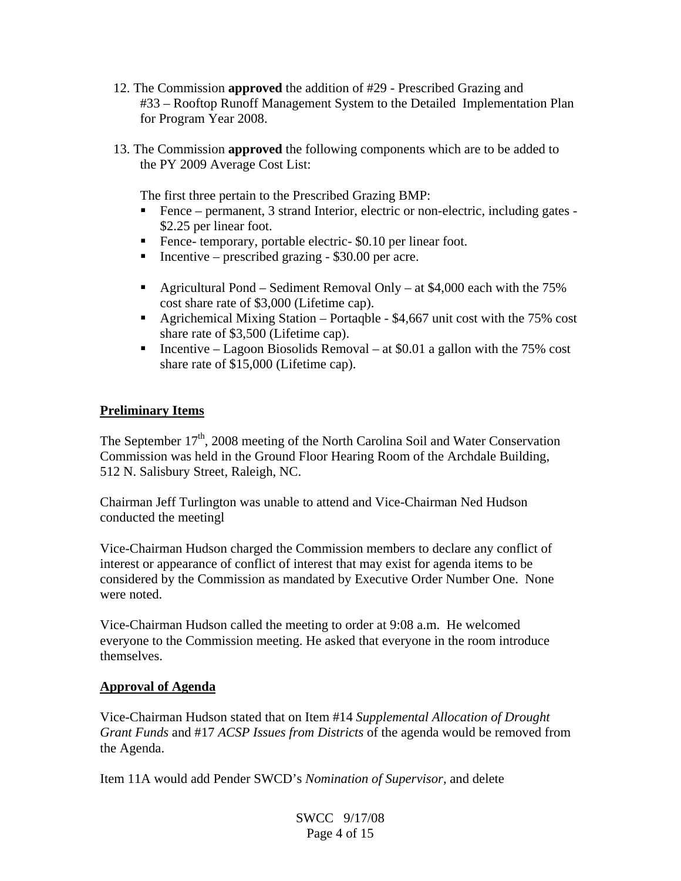12. The Commission **approved** the addition of #29 - Prescribed Grazing and #33 – Rooftop Runoff Management System to the Detailed Implementation Plan for Program Year 2008.

13. The Commission **approved** the following components which are to be added to the PY 2009 Average Cost List:

    The first three pertain to the Prescribed Grazing BMP:

    - Fence – permanent, 3 strand Interior, electric or non-electric, including gates - $2.25 per linear foot.
    - Fence- temporary, portable electric- $0.10 per linear foot.
    - Incentive – prescribed grazing - $30.00 per acre.

    - Agricultural Pond – Sediment Removal Only – at $4,000 each with the 75% cost share rate of $3,000 (Lifetime cap).
    - Agrichemical Mixing Station – Portaqble - $4,667 unit cost with the 75% cost share rate of $3,500 (Lifetime cap).
    - Incentive – Lagoon Biosolids Removal – at $0.01 a gallon with the 75% cost share rate of $15,000 (Lifetime cap).

## Preliminary Items

The September 17th, 2008 meeting of the North Carolina Soil and Water Conservation Commission was held in the Ground Floor Hearing Room of the Archdale Building, 512 N. Salisbury Street, Raleigh, NC.

Chairman Jeff Turlington was unable to attend and Vice-Chairman Ned Hudson conducted the meetingl

Vice-Chairman Hudson charged the Commission members to declare any conflict of interest or appearance of conflict of interest that may exist for agenda items to be considered by the Commission as mandated by Executive Order Number One. None were noted.

Vice-Chairman Hudson called the meeting to order at 9:08 a.m. He welcomed everyone to the Commission meeting. He asked that everyone in the room introduce themselves.

## Approval of Agenda

Vice-Chairman Hudson stated that on Item #14 *Supplemental Allocation of Drought Grant Funds* and #17 *ACSP Issues from Districts* of the agenda would be removed from the Agenda.

Item 11A would add Pender SWCD's *Nomination of Supervisor,* and delete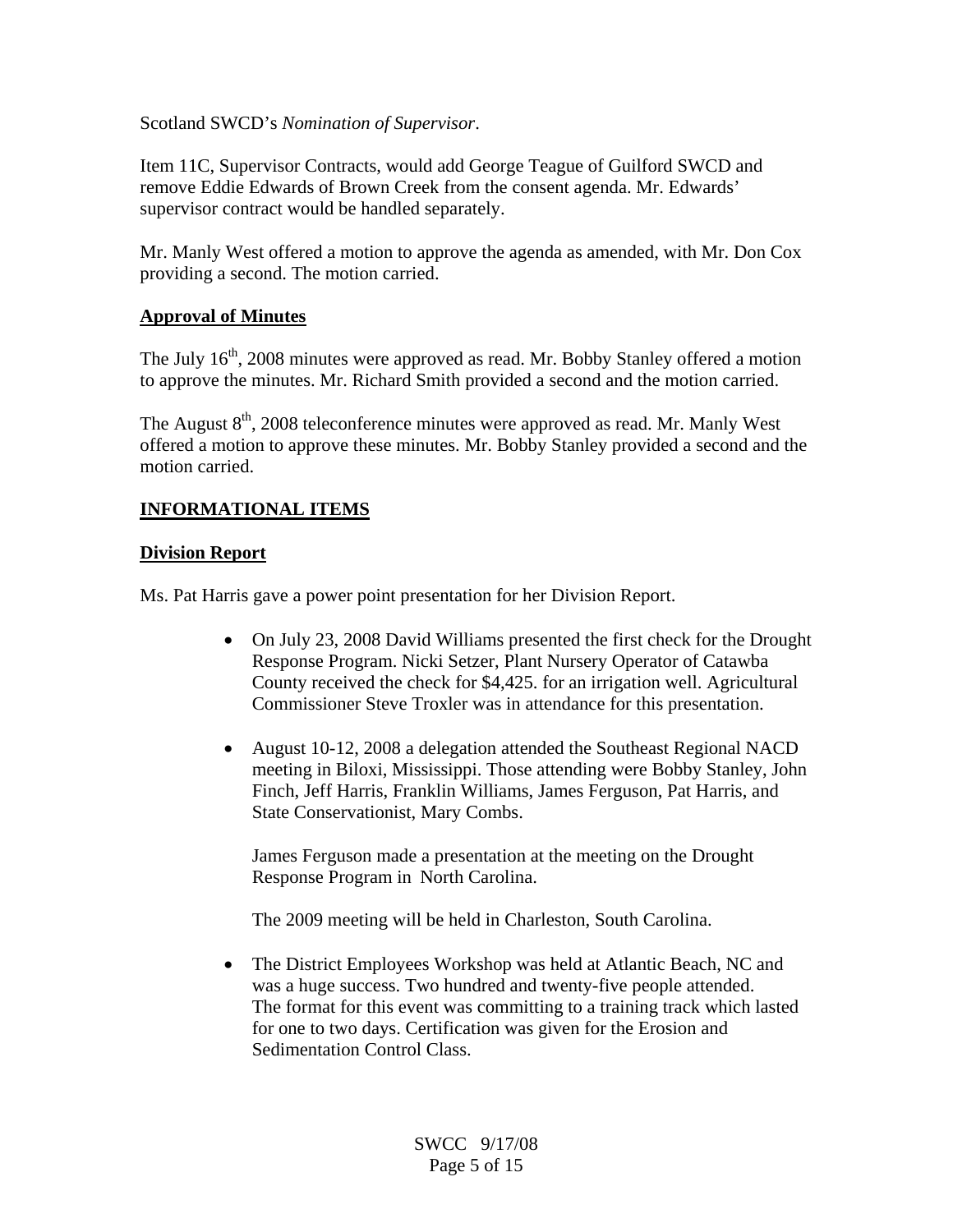Scotland SWCD's *Nomination of Supervisor*.

Item 11C, Supervisor Contracts, would add George Teague of Guilford SWCD and remove Eddie Edwards of Brown Creek from the consent agenda. Mr. Edwards' supervisor contract would be handled separately.

Mr. Manly West offered a motion to approve the agenda as amended, with Mr. Don Cox providing a second. The motion carried.

**Approval of Minutes**

The July 16th, 2008 minutes were approved as read. Mr. Bobby Stanley offered a motion to approve the minutes. Mr. Richard Smith provided a second and the motion carried.

The August 8th, 2008 teleconference minutes were approved as read. Mr. Manly West offered a motion to approve these minutes. Mr. Bobby Stanley provided a second and the motion carried.

**INFORMATIONAL ITEMS**

**Division Report**

Ms. Pat Harris gave a power point presentation for her Division Report.

- On July 23, 2008 David Williams presented the first check for the Drought Response Program. Nicki Setzer, Plant Nursery Operator of Catawba County received the check for $4,425. for an irrigation well. Agricultural Commissioner Steve Troxler was in attendance for this presentation.

- August 10-12, 2008 a delegation attended the Southeast Regional NACD meeting in Biloxi, Mississippi. Those attending were Bobby Stanley, John Finch, Jeff Harris, Franklin Williams, James Ferguson, Pat Harris, and State Conservationist, Mary Combs.

  James Ferguson made a presentation at the meeting on the Drought Response Program in North Carolina.

  The 2009 meeting will be held in Charleston, South Carolina.

- The District Employees Workshop was held at Atlantic Beach, NC and was a huge success. Two hundred and twenty-five people attended. The format for this event was committing to a training track which lasted for one to two days. Certification was given for the Erosion and Sedimentation Control Class.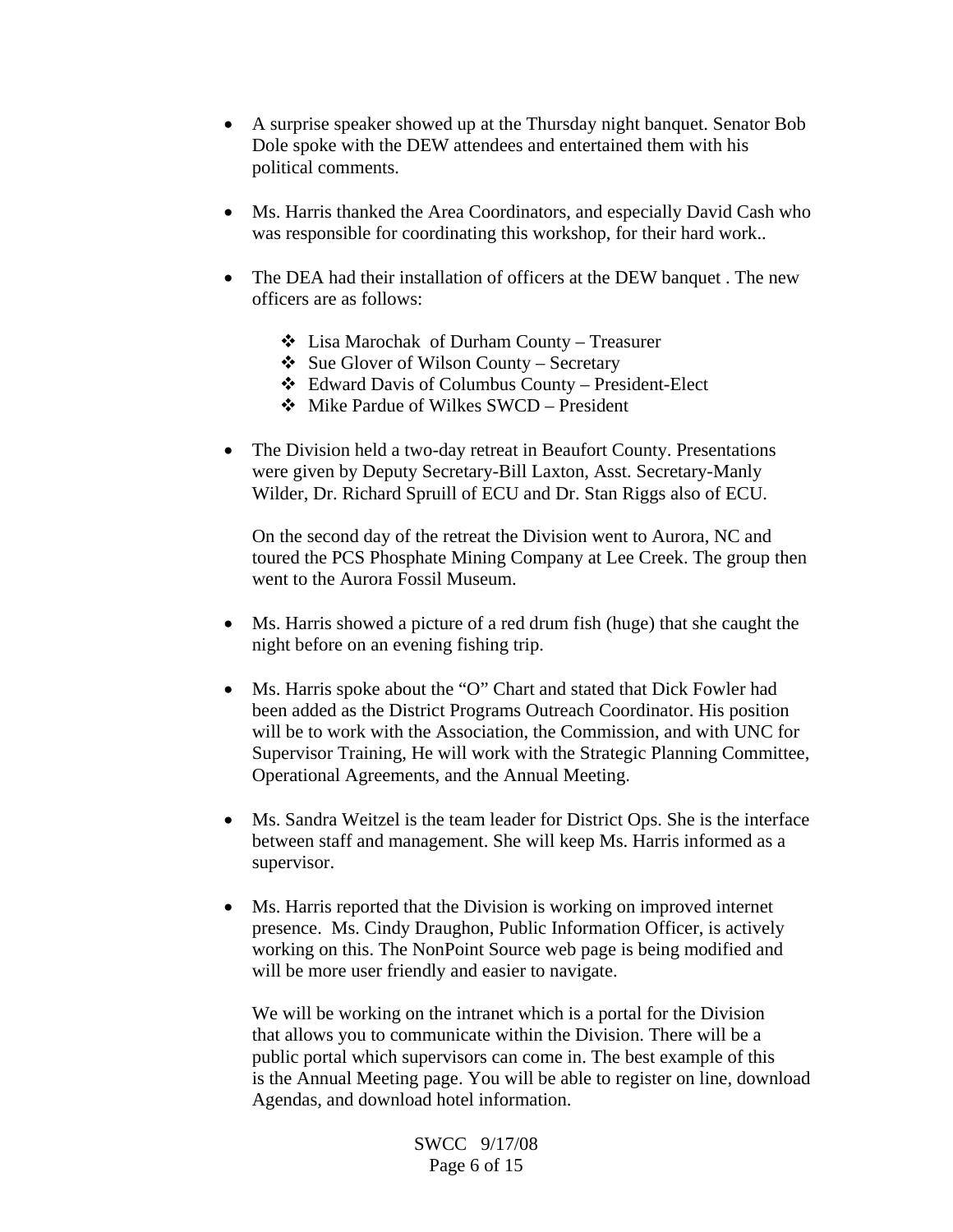- A surprise speaker showed up at the Thursday night banquet. Senator Bob Dole spoke with the DEW attendees and entertained them with his political comments.

- Ms. Harris thanked the Area Coordinators, and especially David Cash who was responsible for coordinating this workshop, for their hard work..

- The DEA had their installation of officers at the DEW banquet . The new officers are as follows:

  - Lisa Marochak of Durham County – Treasurer
  - Sue Glover of Wilson County – Secretary
  - Edward Davis of Columbus County – President-Elect
  - Mike Pardue of Wilkes SWCD – President

- The Division held a two-day retreat in Beaufort County. Presentations were given by Deputy Secretary-Bill Laxton, Asst. Secretary-Manly Wilder, Dr. Richard Spruill of ECU and Dr. Stan Riggs also of ECU.

  On the second day of the retreat the Division went to Aurora, NC and toured the PCS Phosphate Mining Company at Lee Creek. The group then went to the Aurora Fossil Museum.

- Ms. Harris showed a picture of a red drum fish (huge) that she caught the night before on an evening fishing trip.

- Ms. Harris spoke about the "O" Chart and stated that Dick Fowler had been added as the District Programs Outreach Coordinator. His position will be to work with the Association, the Commission, and with UNC for Supervisor Training, He will work with the Strategic Planning Committee, Operational Agreements, and the Annual Meeting.

- Ms. Sandra Weitzel is the team leader for District Ops. She is the interface between staff and management. She will keep Ms. Harris informed as a supervisor.

- Ms. Harris reported that the Division is working on improved internet presence. Ms. Cindy Draughon, Public Information Officer, is actively working on this. The NonPoint Source web page is being modified and will be more user friendly and easier to navigate.

  We will be working on the intranet which is a portal for the Division that allows you to communicate within the Division. There will be a public portal which supervisors can come in. The best example of this is the Annual Meeting page. You will be able to register on line, download Agendas, and download hotel information.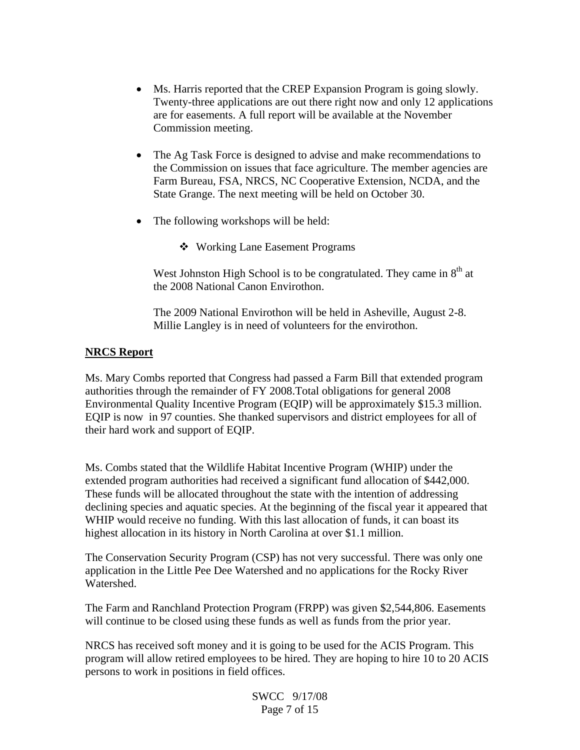- Ms. Harris reported that the CREP Expansion Program is going slowly. Twenty-three applications are out there right now and only 12 applications are for easements. A full report will be available at the November Commission meeting.

- The Ag Task Force is designed to advise and make recommendations to the Commission on issues that face agriculture. The member agencies are Farm Bureau, FSA, NRCS, NC Cooperative Extension, NCDA, and the State Grange. The next meeting will be held on October 30.

- The following workshops will be held:

  - Working Lane Easement Programs

  West Johnston High School is to be congratulated. They came in 8th at the 2008 National Canon Envirothon.

  The 2009 National Envirothon will be held in Asheville, August 2-8. Millie Langley is in need of volunteers for the envirothon.

**NRCS Report**

Ms. Mary Combs reported that Congress had passed a Farm Bill that extended program authorities through the remainder of FY 2008.Total obligations for general 2008 Environmental Quality Incentive Program (EQIP) will be approximately $15.3 million. EQIP is now in 97 counties. She thanked supervisors and district employees for all of their hard work and support of EQIP.

Ms. Combs stated that the Wildlife Habitat Incentive Program (WHIP) under the extended program authorities had received a significant fund allocation of $442,000. These funds will be allocated throughout the state with the intention of addressing declining species and aquatic species. At the beginning of the fiscal year it appeared that WHIP would receive no funding. With this last allocation of funds, it can boast its highest allocation in its history in North Carolina at over $1.1 million.

The Conservation Security Program (CSP) has not very successful. There was only one application in the Little Pee Dee Watershed and no applications for the Rocky River Watershed.

The Farm and Ranchland Protection Program (FRPP) was given $2,544,806. Easements will continue to be closed using these funds as well as funds from the prior year.

NRCS has received soft money and it is going to be used for the ACIS Program. This program will allow retired employees to be hired. They are hoping to hire 10 to 20 ACIS persons to work in positions in field offices.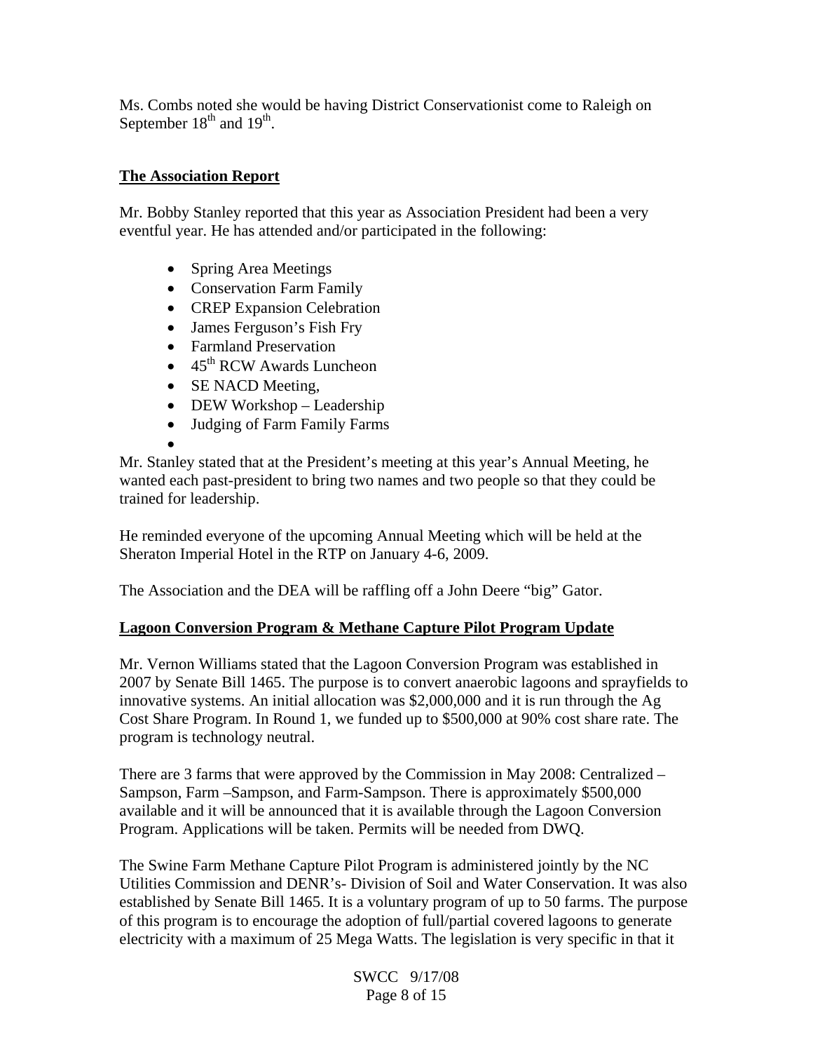Ms. Combs noted she would be having District Conservationist come to Raleigh on September 18th and 19th.

**The Association Report**

Mr. Bobby Stanley reported that this year as Association President had been a very eventful year. He has attended and/or participated in the following:

- Spring Area Meetings
- Conservation Farm Family
- CREP Expansion Celebration
- James Ferguson's Fish Fry
- Farmland Preservation
- 45th RCW Awards Luncheon
- SE NACD Meeting,
- DEW Workshop – Leadership
- Judging of Farm Family Farms

Mr. Stanley stated that at the President's meeting at this year's Annual Meeting, he wanted each past-president to bring two names and two people so that they could be trained for leadership.

He reminded everyone of the upcoming Annual Meeting which will be held at the Sheraton Imperial Hotel in the RTP on January 4-6, 2009.

The Association and the DEA will be raffling off a John Deere "big" Gator.

**Lagoon Conversion Program & Methane Capture Pilot Program Update**

Mr. Vernon Williams stated that the Lagoon Conversion Program was established in 2007 by Senate Bill 1465. The purpose is to convert anaerobic lagoons and sprayfields to innovative systems. An initial allocation was $2,000,000 and it is run through the Ag Cost Share Program. In Round 1, we funded up to $500,000 at 90% cost share rate. The program is technology neutral.

There are 3 farms that were approved by the Commission in May 2008: Centralized – Sampson, Farm –Sampson, and Farm-Sampson. There is approximately $500,000 available and it will be announced that it is available through the Lagoon Conversion Program. Applications will be taken. Permits will be needed from DWQ.

The Swine Farm Methane Capture Pilot Program is administered jointly by the NC Utilities Commission and DENR's- Division of Soil and Water Conservation. It was also established by Senate Bill 1465. It is a voluntary program of up to 50 farms. The purpose of this program is to encourage the adoption of full/partial covered lagoons to generate electricity with a maximum of 25 Mega Watts. The legislation is very specific in that it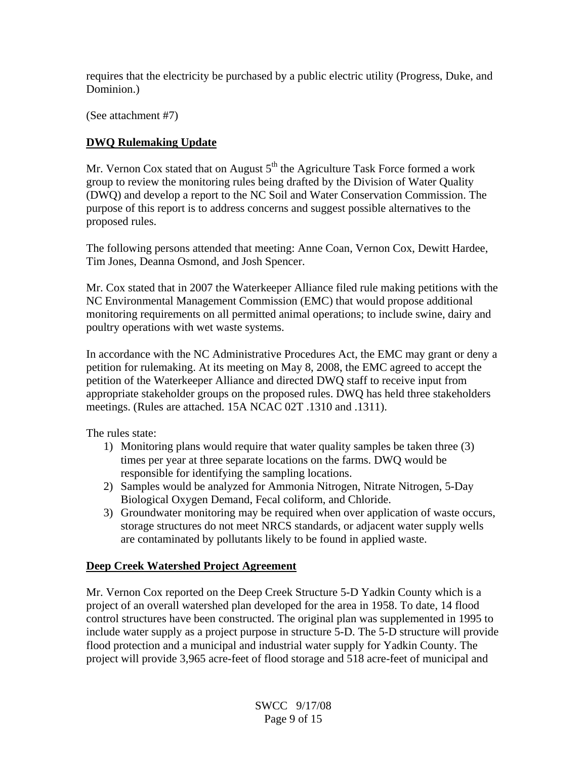requires that the electricity be purchased by a public electric utility (Progress, Duke, and Dominion.)

(See attachment #7)

## DWQ Rulemaking Update

Mr. Vernon Cox stated that on August 5th the Agriculture Task Force formed a work group to review the monitoring rules being drafted by the Division of Water Quality (DWQ) and develop a report to the NC Soil and Water Conservation Commission. The purpose of this report is to address concerns and suggest possible alternatives to the proposed rules.

The following persons attended that meeting: Anne Coan, Vernon Cox, Dewitt Hardee, Tim Jones, Deanna Osmond, and Josh Spencer.

Mr. Cox stated that in 2007 the Waterkeeper Alliance filed rule making petitions with the NC Environmental Management Commission (EMC) that would propose additional monitoring requirements on all permitted animal operations; to include swine, dairy and poultry operations with wet waste systems.

In accordance with the NC Administrative Procedures Act, the EMC may grant or deny a petition for rulemaking. At its meeting on May 8, 2008, the EMC agreed to accept the petition of the Waterkeeper Alliance and directed DWQ staff to receive input from appropriate stakeholder groups on the proposed rules. DWQ has held three stakeholders meetings. (Rules are attached. 15A NCAC 02T .1310 and .1311).

The rules state:

1) Monitoring plans would require that water quality samples be taken three (3) times per year at three separate locations on the farms. DWQ would be responsible for identifying the sampling locations.
2) Samples would be analyzed for Ammonia Nitrogen, Nitrate Nitrogen, 5-Day Biological Oxygen Demand, Fecal coliform, and Chloride.
3) Groundwater monitoring may be required when over application of waste occurs, storage structures do not meet NRCS standards, or adjacent water supply wells are contaminated by pollutants likely to be found in applied waste.

## Deep Creek Watershed Project Agreement

Mr. Vernon Cox reported on the Deep Creek Structure 5-D Yadkin County which is a project of an overall watershed plan developed for the area in 1958. To date, 14 flood control structures have been constructed. The original plan was supplemented in 1995 to include water supply as a project purpose in structure 5-D. The 5-D structure will provide flood protection and a municipal and industrial water supply for Yadkin County. The project will provide 3,965 acre-feet of flood storage and 518 acre-feet of municipal and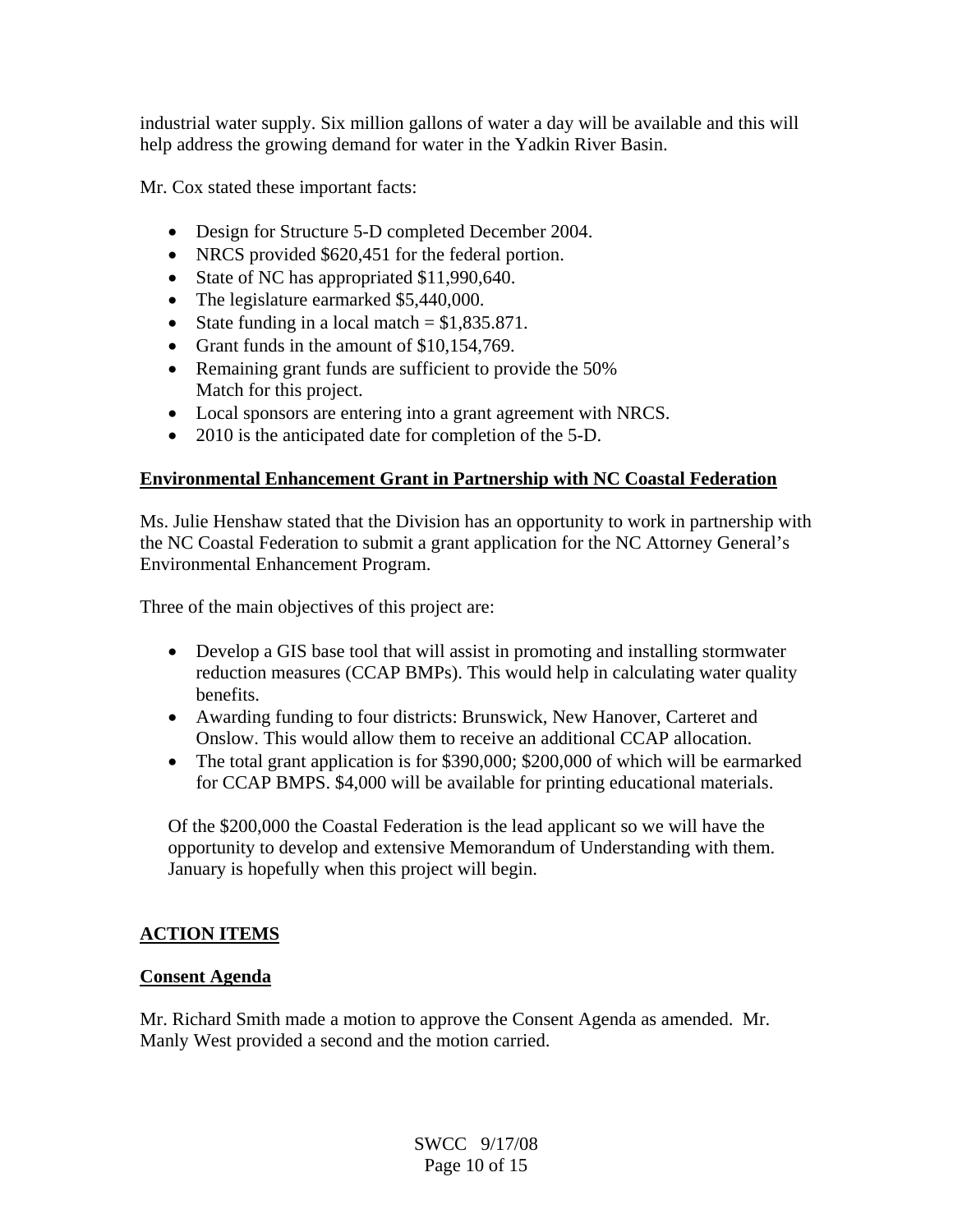industrial water supply. Six million gallons of water a day will be available and this will help address the growing demand for water in the Yadkin River Basin.

Mr. Cox stated these important facts:

- Design for Structure 5-D completed December 2004.
- NRCS provided $620,451 for the federal portion.
- State of NC has appropriated $11,990,640.
- The legislature earmarked $5,440,000.
- State funding in a local match = $1,835.871.
- Grant funds in the amount of $10,154,769.
- Remaining grant funds are sufficient to provide the 50% Match for this project.
- Local sponsors are entering into a grant agreement with NRCS.
- 2010 is the anticipated date for completion of the 5-D.

**Environmental Enhancement Grant in Partnership with NC Coastal Federation**

Ms. Julie Henshaw stated that the Division has an opportunity to work in partnership with the NC Coastal Federation to submit a grant application for the NC Attorney General's Environmental Enhancement Program.

Three of the main objectives of this project are:

- Develop a GIS base tool that will assist in promoting and installing stormwater reduction measures (CCAP BMPs). This would help in calculating water quality benefits.
- Awarding funding to four districts: Brunswick, New Hanover, Carteret and Onslow. This would allow them to receive an additional CCAP allocation.
- The total grant application is for $390,000; $200,000 of which will be earmarked for CCAP BMPS. $4,000 will be available for printing educational materials.

Of the $200,000 the Coastal Federation is the lead applicant so we will have the opportunity to develop and extensive Memorandum of Understanding with them. January is hopefully when this project will begin.

**ACTION ITEMS**

**Consent Agenda**

Mr. Richard Smith made a motion to approve the Consent Agenda as amended. Mr. Manly West provided a second and the motion carried.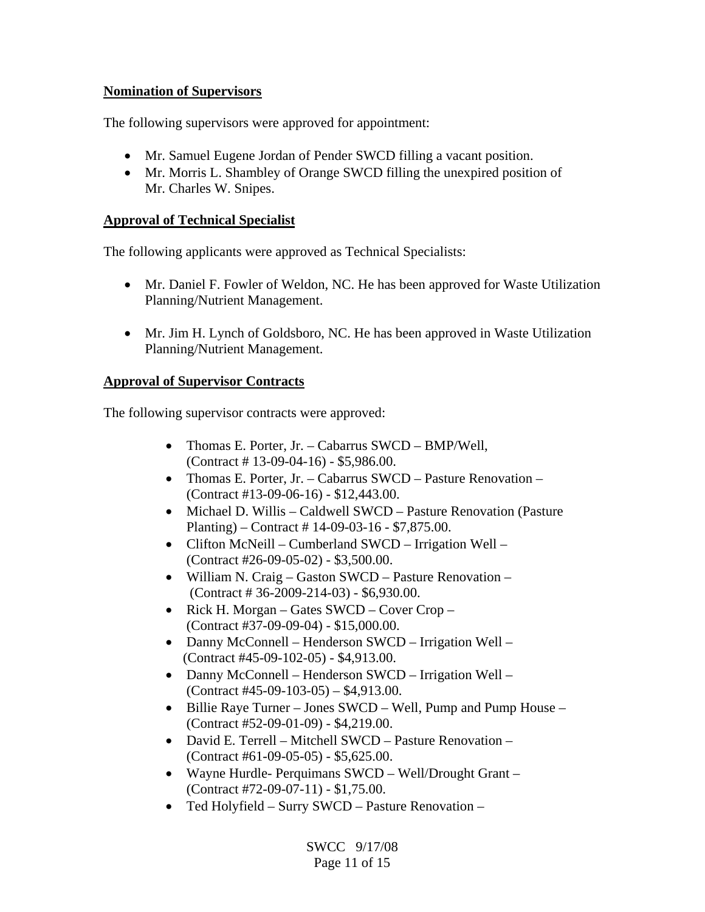**Nomination of Supervisors**

The following supervisors were approved for appointment:

- Mr. Samuel Eugene Jordan of Pender SWCD filling a vacant position.
- Mr. Morris L. Shambley of Orange SWCD filling the unexpired position of Mr. Charles W. Snipes.

**Approval of Technical Specialist**

The following applicants were approved as Technical Specialists:

- Mr. Daniel F. Fowler of Weldon, NC. He has been approved for Waste Utilization Planning/Nutrient Management.

- Mr. Jim H. Lynch of Goldsboro, NC. He has been approved in Waste Utilization Planning/Nutrient Management.

**Approval of Supervisor Contracts**

The following supervisor contracts were approved:

- Thomas E. Porter, Jr. – Cabarrus SWCD – BMP/Well, (Contract # 13-09-04-16) - $5,986.00.
- Thomas E. Porter, Jr. – Cabarrus SWCD – Pasture Renovation – (Contract #13-09-06-16) - $12,443.00.
- Michael D. Willis – Caldwell SWCD – Pasture Renovation (Pasture Planting) – Contract # 14-09-03-16 - $7,875.00.
- Clifton McNeill – Cumberland SWCD – Irrigation Well – (Contract #26-09-05-02) - $3,500.00.
- William N. Craig – Gaston SWCD – Pasture Renovation – (Contract # 36-2009-214-03) - $6,930.00.
- Rick H. Morgan – Gates SWCD – Cover Crop – (Contract #37-09-09-04) - $15,000.00.
- Danny McConnell – Henderson SWCD – Irrigation Well – (Contract #45-09-102-05) - $4,913.00.
- Danny McConnell – Henderson SWCD – Irrigation Well – (Contract #45-09-103-05) – $4,913.00.
- Billie Raye Turner – Jones SWCD – Well, Pump and Pump House – (Contract #52-09-01-09) - $4,219.00.
- David E. Terrell – Mitchell SWCD – Pasture Renovation – (Contract #61-09-05-05) - $5,625.00.
- Wayne Hurdle- Perquimans SWCD – Well/Drought Grant – (Contract #72-09-07-11) - $1,75.00.
- Ted Holyfield – Surry SWCD – Pasture Renovation –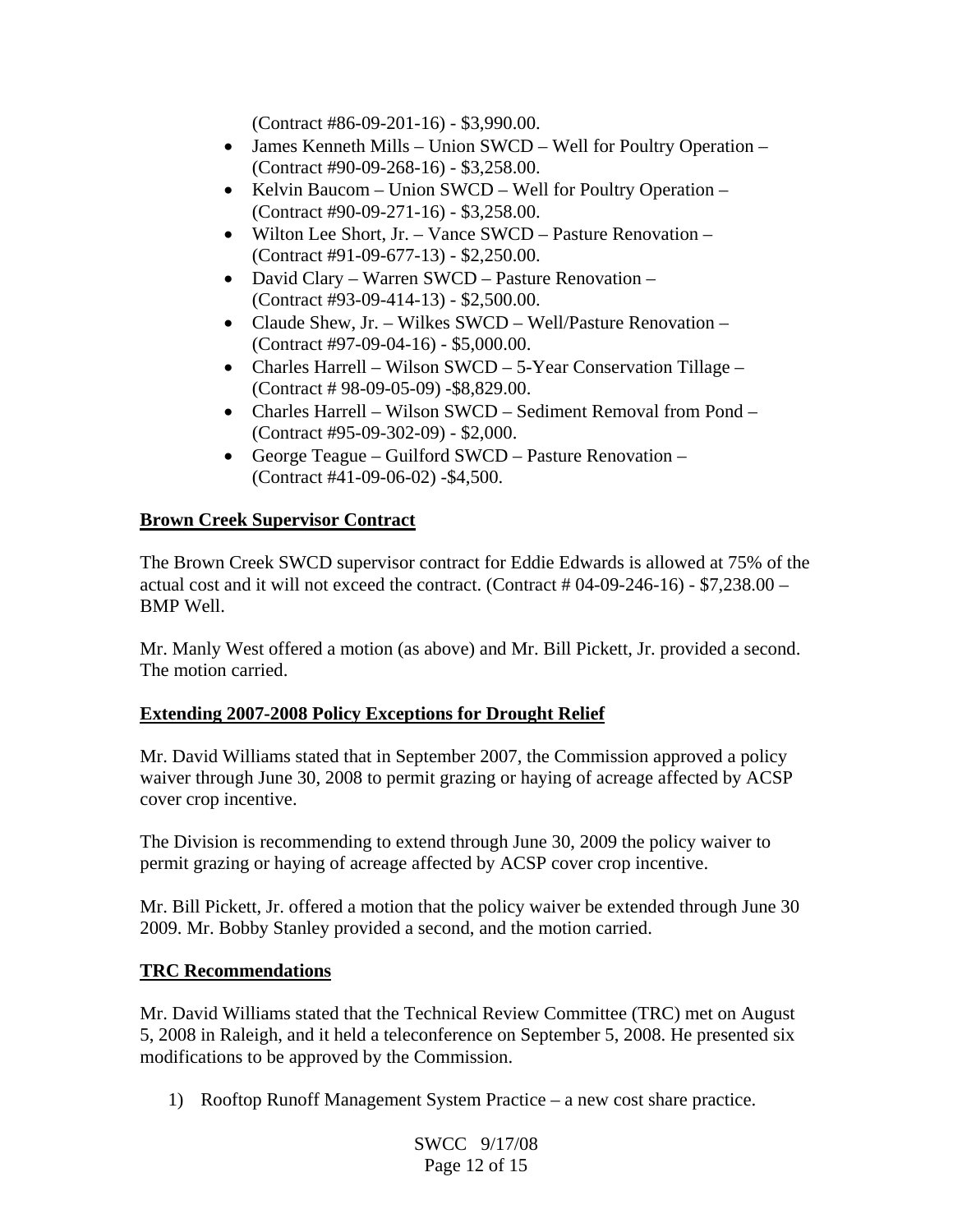(Contract #86-09-201-16) - $3,990.00.

- James Kenneth Mills – Union SWCD – Well for Poultry Operation – (Contract #90-09-268-16) - $3,258.00.
- Kelvin Baucom – Union SWCD – Well for Poultry Operation – (Contract #90-09-271-16) - $3,258.00.
- Wilton Lee Short, Jr. – Vance SWCD – Pasture Renovation – (Contract #91-09-677-13) - $2,250.00.
- David Clary – Warren SWCD – Pasture Renovation – (Contract #93-09-414-13) - $2,500.00.
- Claude Shew, Jr. – Wilkes SWCD – Well/Pasture Renovation – (Contract #97-09-04-16) - $5,000.00.
- Charles Harrell – Wilson SWCD – 5-Year Conservation Tillage – (Contract # 98-09-05-09) -$8,829.00.
- Charles Harrell – Wilson SWCD – Sediment Removal from Pond – (Contract #95-09-302-09) - $2,000.
- George Teague – Guilford SWCD – Pasture Renovation – (Contract #41-09-06-02) -$4,500.

**Brown Creek Supervisor Contract**

The Brown Creek SWCD supervisor contract for Eddie Edwards is allowed at 75% of the actual cost and it will not exceed the contract. (Contract # 04-09-246-16) - $7,238.00 – BMP Well.

Mr. Manly West offered a motion (as above) and Mr. Bill Pickett, Jr. provided a second. The motion carried.

**Extending 2007-2008 Policy Exceptions for Drought Relief**

Mr. David Williams stated that in September 2007, the Commission approved a policy waiver through June 30, 2008 to permit grazing or haying of acreage affected by ACSP cover crop incentive.

The Division is recommending to extend through June 30, 2009 the policy waiver to permit grazing or haying of acreage affected by ACSP cover crop incentive.

Mr. Bill Pickett, Jr. offered a motion that the policy waiver be extended through June 30 2009. Mr. Bobby Stanley provided a second, and the motion carried.

**TRC Recommendations**

Mr. David Williams stated that the Technical Review Committee (TRC) met on August 5, 2008 in Raleigh, and it held a teleconference on September 5, 2008. He presented six modifications to be approved by the Commission.

1) Rooftop Runoff Management System Practice – a new cost share practice.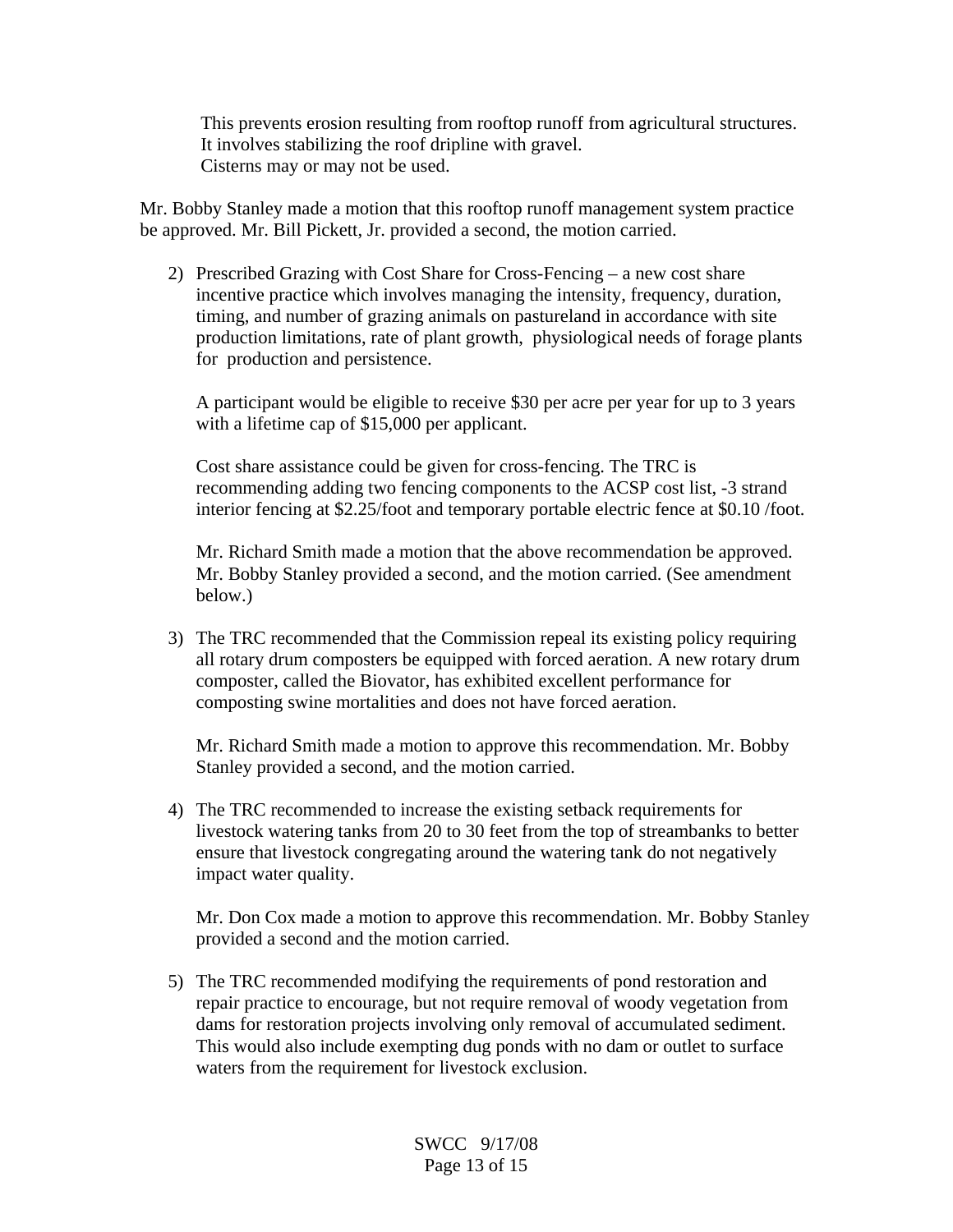This prevents erosion resulting from rooftop runoff from agricultural structures.
It involves stabilizing the roof dripline with gravel.
Cisterns may or may not be used.

Mr. Bobby Stanley made a motion that this rooftop runoff management system practice be approved. Mr. Bill Pickett, Jr. provided a second, the motion carried.

2) Prescribed Grazing with Cost Share for Cross-Fencing – a new cost share incentive practice which involves managing the intensity, frequency, duration, timing, and number of grazing animals on pastureland in accordance with site production limitations, rate of plant growth, physiological needs of forage plants for production and persistence.

   A participant would be eligible to receive $30 per acre per year for up to 3 years with a lifetime cap of $15,000 per applicant.

   Cost share assistance could be given for cross-fencing. The TRC is recommending adding two fencing components to the ACSP cost list, -3 strand interior fencing at $2.25/foot and temporary portable electric fence at $0.10 /foot.

   Mr. Richard Smith made a motion that the above recommendation be approved. Mr. Bobby Stanley provided a second, and the motion carried. (See amendment below.)

3) The TRC recommended that the Commission repeal its existing policy requiring all rotary drum composters be equipped with forced aeration. A new rotary drum composter, called the Biovator, has exhibited excellent performance for composting swine mortalities and does not have forced aeration.

   Mr. Richard Smith made a motion to approve this recommendation. Mr. Bobby Stanley provided a second, and the motion carried.

4) The TRC recommended to increase the existing setback requirements for livestock watering tanks from 20 to 30 feet from the top of streambanks to better ensure that livestock congregating around the watering tank do not negatively impact water quality.

   Mr. Don Cox made a motion to approve this recommendation. Mr. Bobby Stanley provided a second and the motion carried.

5) The TRC recommended modifying the requirements of pond restoration and repair practice to encourage, but not require removal of woody vegetation from dams for restoration projects involving only removal of accumulated sediment. This would also include exempting dug ponds with no dam or outlet to surface waters from the requirement for livestock exclusion.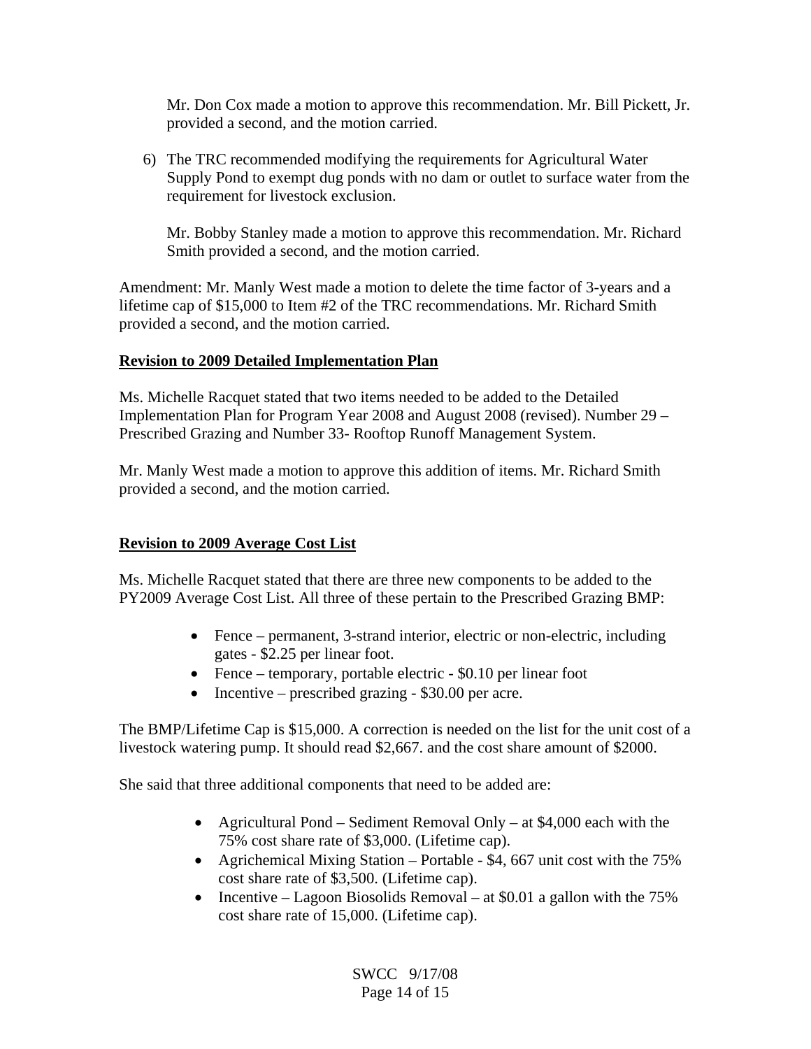Mr. Don Cox made a motion to approve this recommendation. Mr. Bill Pickett, Jr. provided a second, and the motion carried.

6) The TRC recommended modifying the requirements for Agricultural Water Supply Pond to exempt dug ponds with no dam or outlet to surface water from the requirement for livestock exclusion.

   Mr. Bobby Stanley made a motion to approve this recommendation. Mr. Richard Smith provided a second, and the motion carried.

Amendment: Mr. Manly West made a motion to delete the time factor of 3-years and a lifetime cap of $15,000 to Item #2 of the TRC recommendations. Mr. Richard Smith provided a second, and the motion carried.

**Revision to 2009 Detailed Implementation Plan**

Ms. Michelle Racquet stated that two items needed to be added to the Detailed Implementation Plan for Program Year 2008 and August 2008 (revised). Number 29 – Prescribed Grazing and Number 33- Rooftop Runoff Management System.

Mr. Manly West made a motion to approve this addition of items. Mr. Richard Smith provided a second, and the motion carried.

**Revision to 2009 Average Cost List**

Ms. Michelle Racquet stated that there are three new components to be added to the PY2009 Average Cost List. All three of these pertain to the Prescribed Grazing BMP:

- Fence – permanent, 3-strand interior, electric or non-electric, including gates - $2.25 per linear foot.
- Fence – temporary, portable electric - $0.10 per linear foot
- Incentive – prescribed grazing - $30.00 per acre.

The BMP/Lifetime Cap is $15,000. A correction is needed on the list for the unit cost of a livestock watering pump. It should read $2,667. and the cost share amount of $2000.

She said that three additional components that need to be added are:

- Agricultural Pond – Sediment Removal Only – at $4,000 each with the 75% cost share rate of $3,000. (Lifetime cap).
- Agrichemical Mixing Station – Portable - $4, 667 unit cost with the 75% cost share rate of $3,500. (Lifetime cap).
- Incentive – Lagoon Biosolids Removal – at $0.01 a gallon with the 75% cost share rate of 15,000. (Lifetime cap).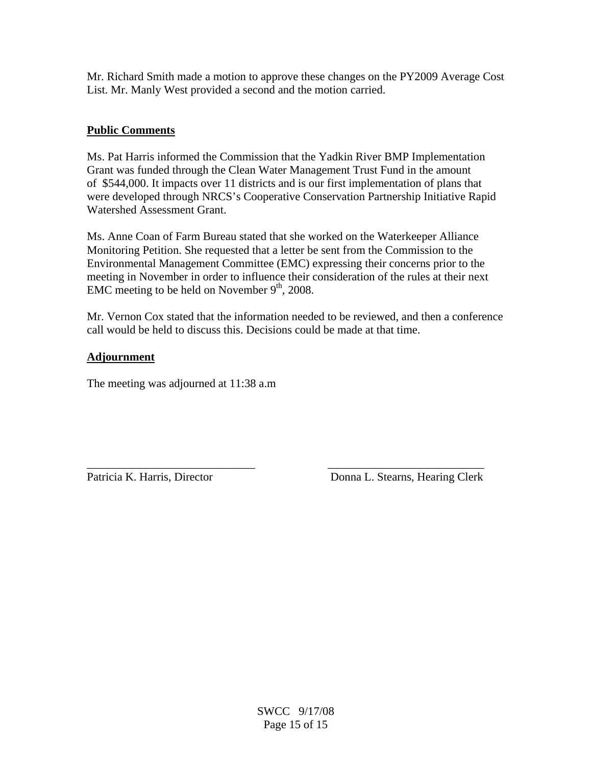Mr. Richard Smith made a motion to approve these changes on the PY2009 Average Cost List. Mr. Manly West provided a second and the motion carried.

## Public Comments

Ms. Pat Harris informed the Commission that the Yadkin River BMP Implementation Grant was funded through the Clean Water Management Trust Fund in the amount of $544,000. It impacts over 11 districts and is our first implementation of plans that were developed through NRCS's Cooperative Conservation Partnership Initiative Rapid Watershed Assessment Grant.

Ms. Anne Coan of Farm Bureau stated that she worked on the Waterkeeper Alliance Monitoring Petition. She requested that a letter be sent from the Commission to the Environmental Management Committee (EMC) expressing their concerns prior to the meeting in November in order to influence their consideration of the rules at their next EMC meeting to be held on November 9th, 2008.

Mr. Vernon Cox stated that the information needed to be reviewed, and then a conference call would be held to discuss this. Decisions could be made at that time.

## Adjournment

The meeting was adjourned at 11:38 a.m

______________________________ ______________________________

Patricia K. Harris, Director Donna L. Stearns, Hearing Clerk